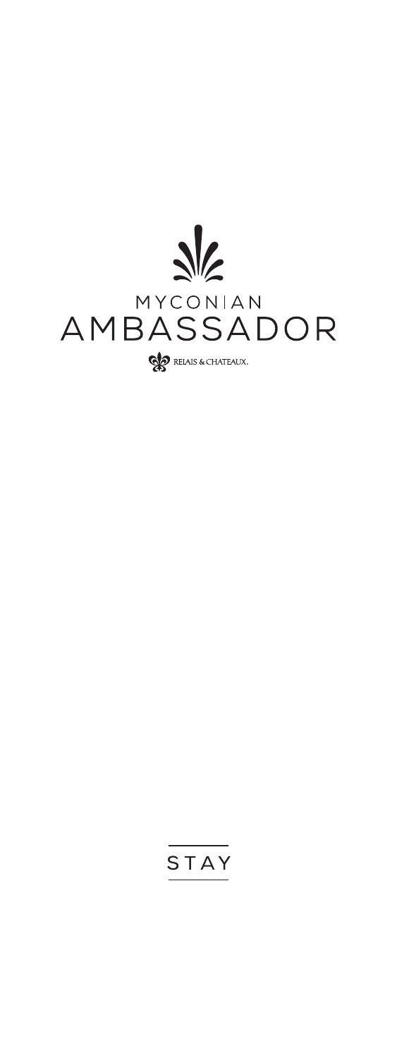MYCONIAN

# AMBASSADOR

RELAIS & CHATEAUX.

## STAY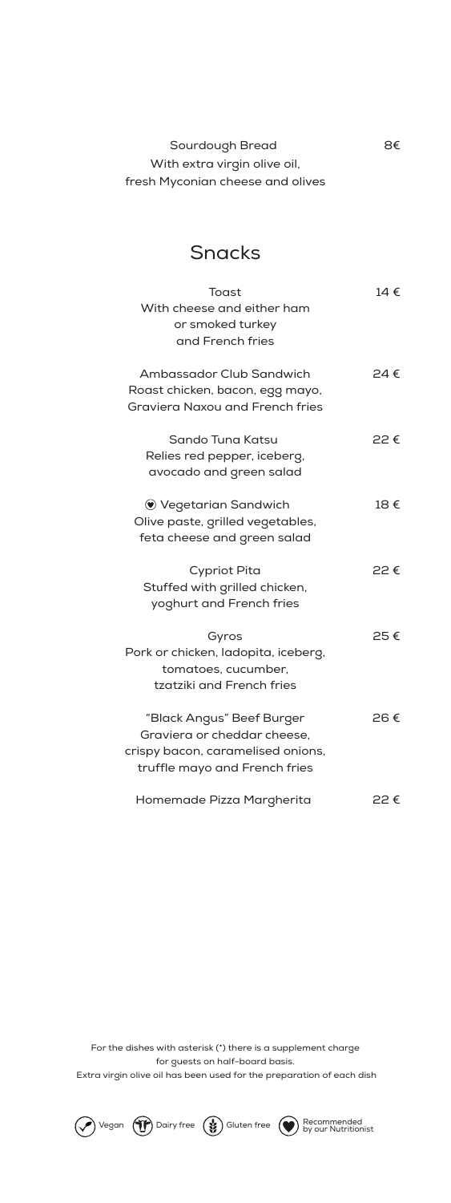Sourdough Bread — 8€
With extra virgin olive oil,
fresh Myconian cheese and olives

## Snacks

**Toast** — 14 €
With cheese and either ham
or smoked turkey
and French fries

**Ambassador Club Sandwich** — 24 €
Roast chicken, bacon, egg mayo,
Graviera Naxou and French fries

**Sando Tuna Katsu** — 22 €
Relies red pepper, iceberg,
avocado and green salad

♥ **Vegetarian Sandwich** — 18 €
Olive paste, grilled vegetables,
feta cheese and green salad

**Cypriot Pita** — 22 €
Stuffed with grilled chicken,
yoghurt and French fries

**Gyros** — 25 €
Pork or chicken, ladopita, iceberg,
tomatoes, cucumber,
tzatziki and French fries

**"Black Angus" Beef Burger** — 26 €
Graviera or cheddar cheese,
crispy bacon, caramelised onions,
truffle mayo and French fries

**Homemade Pizza Margherita** — 22 €

For the dishes with asterisk (*) there is a supplement charge
for guests on half-board basis.
Extra virgin olive oil has been used for the preparation of each dish

Vegan | Dairy free | Gluten free | Recommended by our Nutritionist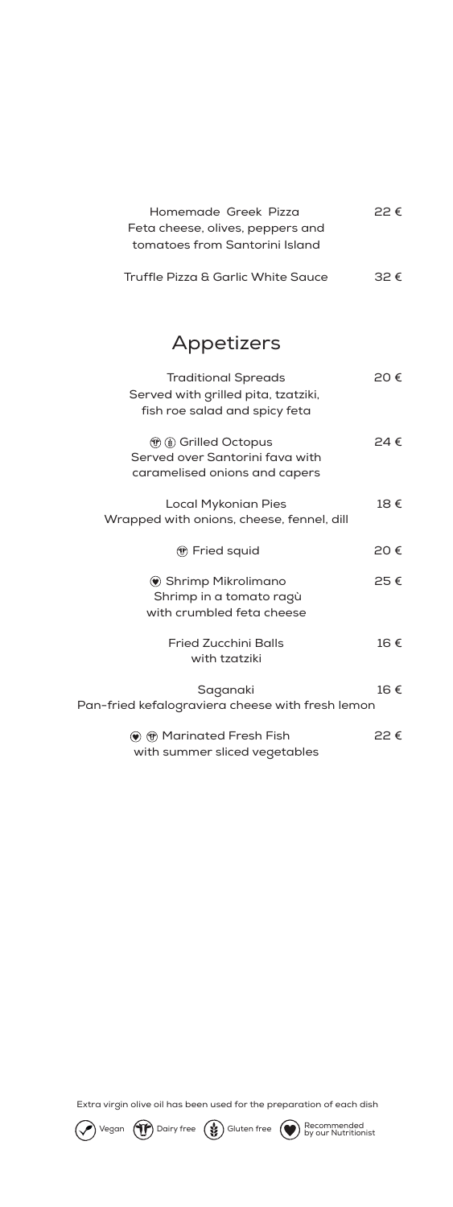Homemade Greek Pizza — 22 €
Feta cheese, olives, peppers and tomatoes from Santorini Island

Truffle Pizza & Garlic White Sauce — 32 €

## Appetizers

Traditional Spreads — 20 €
Served with grilled pita, tzatziki, fish roe salad and spicy feta

(Dairy free) (Gluten free) Grilled Octopus — 24 €
Served over Santorini fava with caramelised onions and capers

Local Mykonian Pies — 18 €
Wrapped with onions, cheese, fennel, dill

(Dairy free) Fried squid — 20 €

(Recommended by our Nutritionist) Shrimp Mikrolimano — 25 €
Shrimp in a tomato ragù with crumbled feta cheese

Fried Zucchini Balls — 16 €
with tzatziki

Saganaki — 16 €
Pan-fried kefalograviera cheese with fresh lemon

(Recommended by our Nutritionist) (Dairy free) Marinated Fresh Fish — 22 €
with summer sliced vegetables

Extra virgin olive oil has been used for the preparation of each dish

Vegan | Dairy free | Gluten free | Recommended by our Nutritionist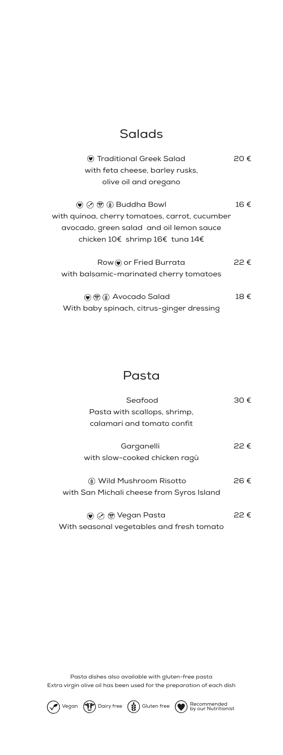## Salads

(Recommended by our Nutritionist) Traditional Greek Salad — 20 €
with feta cheese, barley rusks,
olive oil and oregano

(Recommended by our Nutritionist) (Vegan) (Dairy free) (Gluten free) Buddha Bowl — 16 €
with quinoa, cherry tomatoes, carrot, cucumber
avocado, green salad and oil lemon sauce
chicken 10€ shrimp 16€ tuna 14€

Row (Recommended by our Nutritionist) or Fried Burrata — 22 €
with balsamic-marinated cherry tomatoes

(Recommended by our Nutritionist) (Dairy free) (Gluten free) Avocado Salad — 18 €
With baby spinach, citrus-ginger dressing

## Pasta

Seafood — 30 €
Pasta with scallops, shrimp,
calamari and tomato confit

Garganelli — 22 €
with slow-cooked chicken ragù

(Gluten free) Wild Mushroom Risotto — 26 €
with San Michali cheese from Syros Island

(Recommended by our Nutritionist) (Vegan) (Dairy free) Vegan Pasta — 22 €
With seasonal vegetables and fresh tomato

Pasta dishes also available with gluten-free pasta
Extra virgin olive oil has been used for the preparation of each dish

Vegan | Dairy free | Gluten free | Recommended by our Nutritionist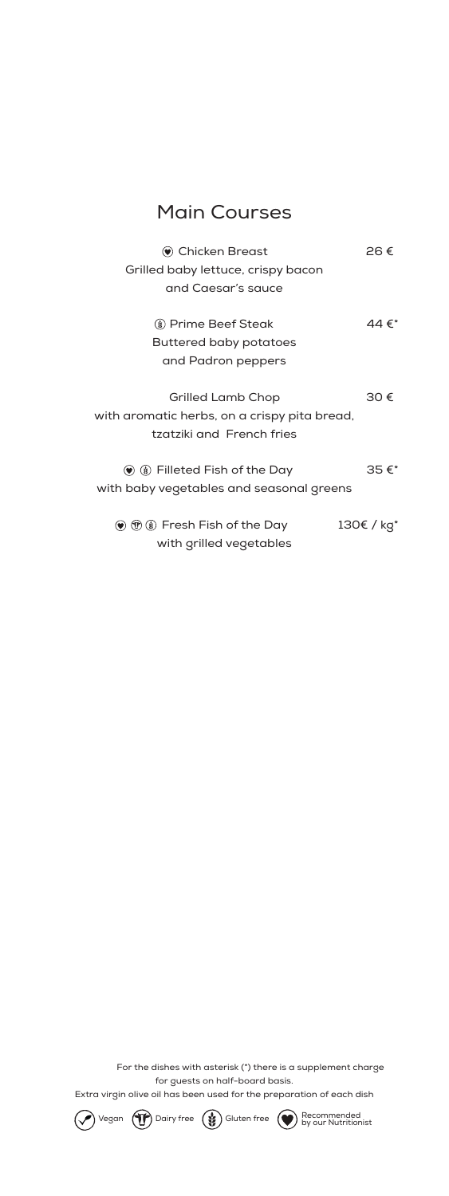## Main Courses

(Recommended by our Nutritionist) Chicken Breast — 26 €
Grilled baby lettuce, crispy bacon and Caesar's sauce

(Gluten free) Prime Beef Steak — 44 €*
Buttered baby potatoes and Padron peppers

Grilled Lamb Chop — 30 €
with aromatic herbs, on a crispy pita bread, tzatziki and French fries

(Recommended by our Nutritionist) (Gluten free) Filleted Fish of the Day — 35 €*
with baby vegetables and seasonal greens

(Recommended by our Nutritionist) (Dairy free) (Gluten free) Fresh Fish of the Day — 130€ / kg*
with grilled vegetables

For the dishes with asterisk (*) there is a supplement charge for guests on half-board basis.
Extra virgin olive oil has been used for the preparation of each dish

Vegan | Dairy free | Gluten free | Recommended by our Nutritionist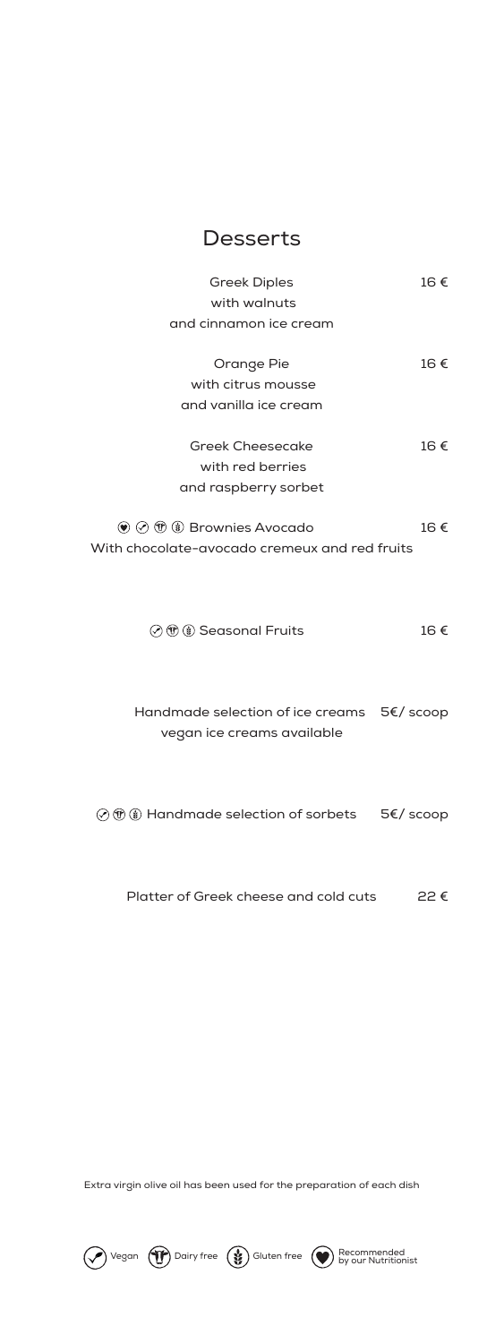# Desserts

Greek Diples
with walnuts
and cinnamon ice cream — 16 €

Orange Pie
with citrus mousse
and vanilla ice cream — 16 €

Greek Cheesecake
with red berries
and raspberry sorbet — 16 €

(Recommended by our Nutritionist) (Vegan) (Dairy free) (Gluten free) Brownies Avocado — 16 €
With chocolate-avocado cremeux and red fruits

(Vegan) (Dairy free) (Gluten free) Seasonal Fruits — 16 €

Handmade selection of ice creams — 5€/ scoop
vegan ice creams available

(Vegan) (Dairy free) (Gluten free) Handmade selection of sorbets — 5€/ scoop

Platter of Greek cheese and cold cuts — 22 €

Extra virgin olive oil has been used for the preparation of each dish

Vegan · Dairy free · Gluten free · Recommended by our Nutritionist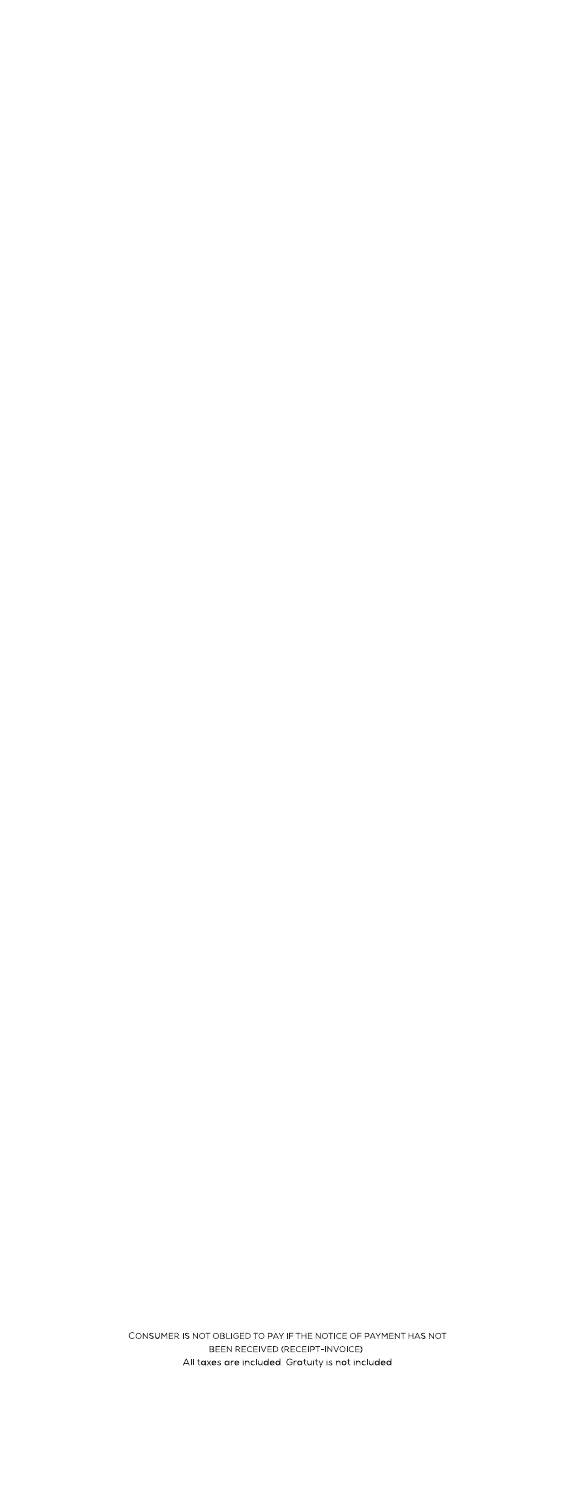CONSUMER IS NOT OBLIGED TO PAY IF THE NOTICE OF PAYMENT HAS NOT BEEN RECEIVED (RECEIPT-INVOICE)

All taxes are included. Gratuity is not included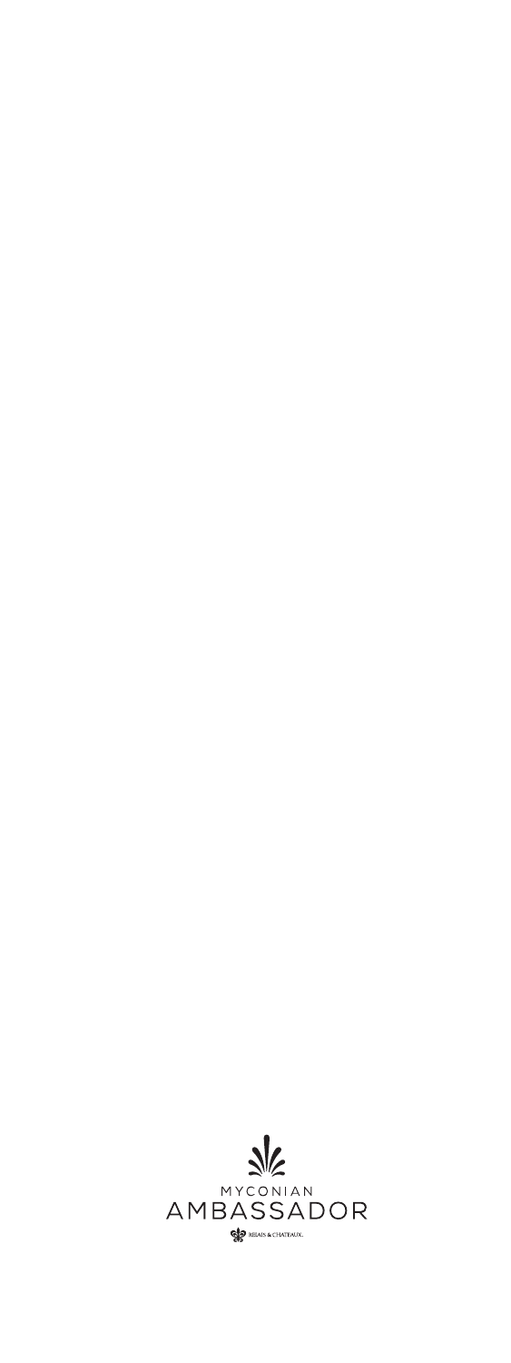MYCONIAN
AMBASSADOR

RELAIS & CHATEAUX